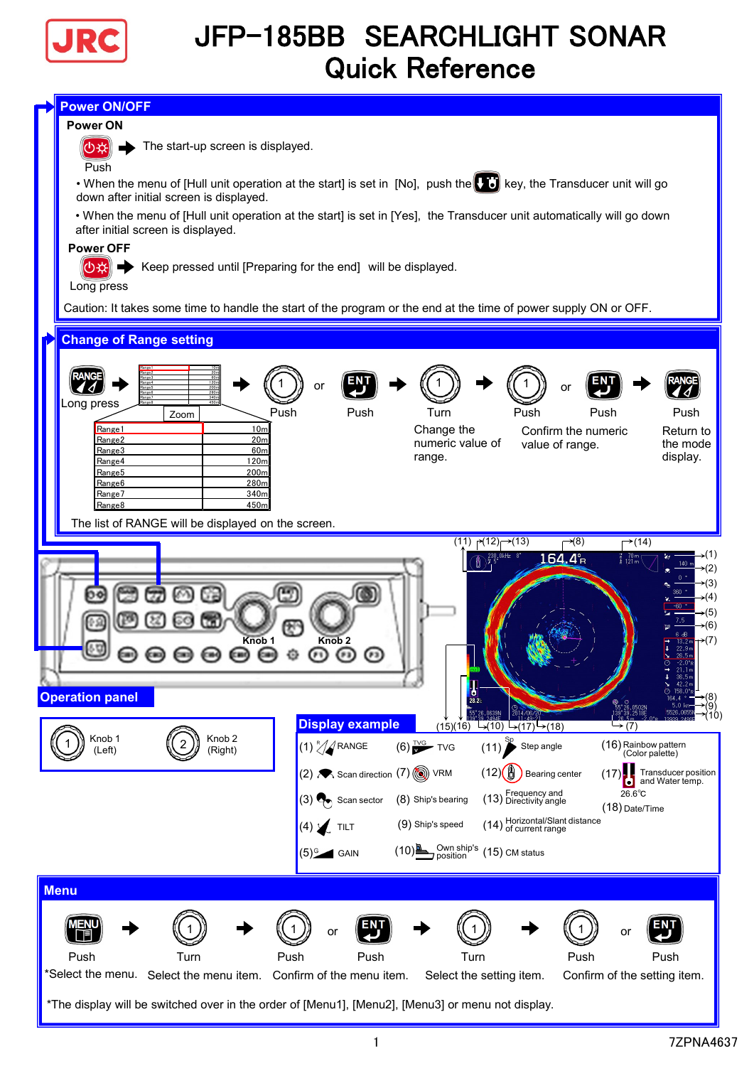# JFP-185BB SEARCHLIGHT SONAR Quick Reference

## Power ON/OFF

### Power ON

Push → The start-up screen is displayed.

- When the menu of [Hull unit operation at the start] is set in [No], push the key, the Transducer unit will go down after initial screen is displayed.
- When the menu of [Hull unit operation at the start] is set in [Yes], the Transducer unit automatically will go down after initial screen is displayed.

### Power OFF

Long press → Keep pressed until [Preparing for the end] will be displayed.

Caution: It takes some time to handle the start of the program or the end at the time of power supply ON or OFF.

## Change of Range setting

RANGE Long press → Zoom → Push (1) or Push ENT → Turn (1) Change the numeric value of range. → Push (1) or Push ENT Confirm the numeric value of range. → Push RANGE Return to the mode display.

| | |
|---|---|
| Range1 | 10m |
| Range2 | 20m |
| Range3 | 60m |
| Range4 | 120m |
| Range5 | 200m |
| Range6 | 280m |
| Range7 | 340m |
| Range8 | 450m |

The list of RANGE will be displayed on the screen.

## Operation panel

Knob 1, Knob 2

(1) Knob 1 (Left) (2) Knob 2 (Right)

## Display example

(1) RANGE
(2) Scan direction
(3) Scan sector
(4) TILT
(5) GAIN
(6) TVG
(7) VRM
(8) Ship's bearing
(9) Ship's speed
(10) Own ship's position
(11) Step angle
(12) Bearing center
(13) Frequency and Directivity angle
(14) Horizontal/Slant distance of current range
(15) CM status
(16) Rainbow pattern (Color palette)
(17) Transducer position and Water temp.
(18) Date/Time

## Menu

MENU Push *Select the menu. → Turn (1) Select the menu item. → Push (1) or Push ENT Confirm of the menu item. → Turn (1) Select the setting item. → Push (1) or Push ENT Confirm of the setting item.

*The display will be switched over in the order of [Menu1], [Menu2], [Menu3] or menu not display.

7ZPNA4637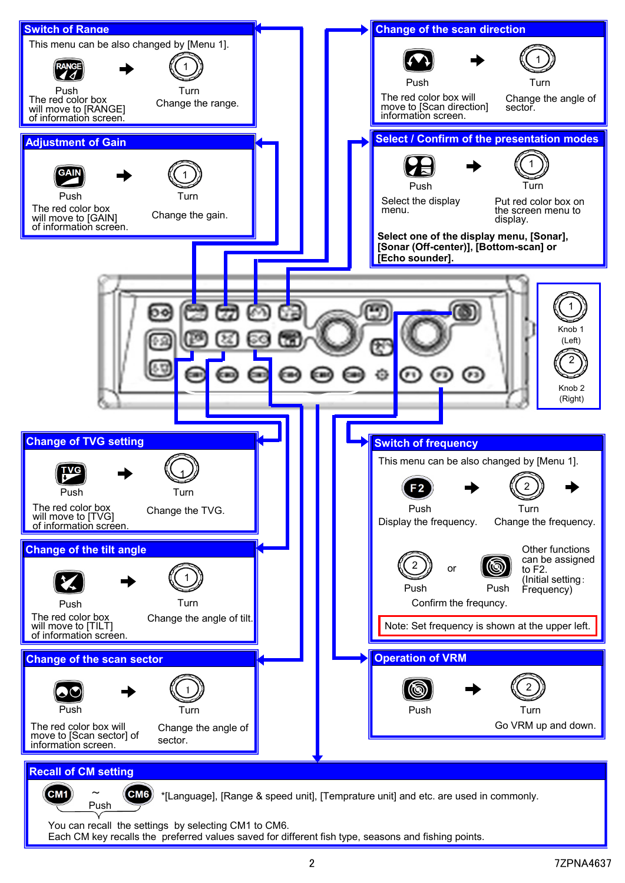## Switch of Range

This menu can be also changed by [Menu 1].

Push
The red color box will move to [RANGE] of information screen.

Turn
Change the range.

## Change of the scan direction

Push
The red color box will move to [Scan direction] information screen.

Turn
Change the angle of sector.

## Adjustment of Gain

Push
The red color box will move to [GAIN] of information screen.

Turn
Change the gain.

## Select / Confirm of the presentation modes

Push
Select the display menu.

Turn
Put red color box on the screen menu to display.

**Select one of the display menu, [Sonar], [Sonar (Off-center)], [Bottom-scan] or [Echo sounder].**

Knob 1 (Left)

Knob 2 (Right)

## Change of TVG setting

Push
The red color box will move to [TVG] of information screen.

Turn
Change the TVG.

## Switch of frequency

This menu can be also changed by [Menu 1].

Push
Display the frequency.

Turn
Change the frequency.

Push or Push
Confirm the frequncy.

Other functions can be assigned to F2. (Initial setting : Frequency)

Note: Set frequency is shown at the upper left.

## Change of the tilt angle

Push
The red color box will move to [TILT] of information screen.

Turn
Change the angle of tilt.

## Change of the scan sector

Push
The red color box will move to [Scan sector] of information screen.

Turn
Change the angle of sector.

## Operation of VRM

Push

Turn
Go VRM up and down.

## Recall of CM setting

CM1 ~ CM6
Push

*[Language], [Range & speed unit], [Temprature unit] and etc. are used in commonly.

You can recall the settings by selecting CM1 to CM6.
Each CM key recalls the preferred values saved for different fish type, seasons and fishing points.

7ZPNA4637